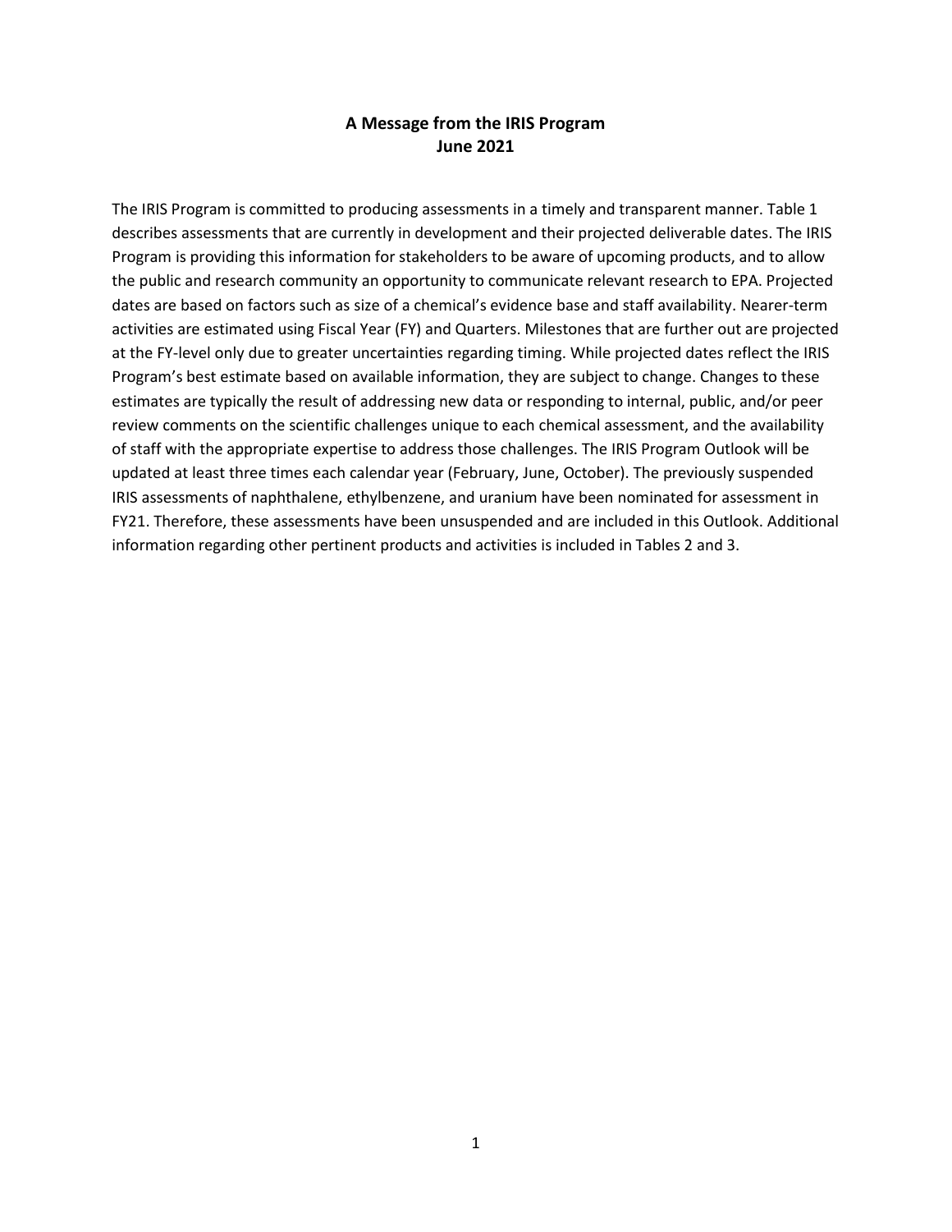# A Message from the IRIS Program
## June 2021

The IRIS Program is committed to producing assessments in a timely and transparent manner. Table 1 describes assessments that are currently in development and their projected deliverable dates. The IRIS Program is providing this information for stakeholders to be aware of upcoming products, and to allow the public and research community an opportunity to communicate relevant research to EPA. Projected dates are based on factors such as size of a chemical's evidence base and staff availability. Nearer-term activities are estimated using Fiscal Year (FY) and Quarters. Milestones that are further out are projected at the FY-level only due to greater uncertainties regarding timing. While projected dates reflect the IRIS Program's best estimate based on available information, they are subject to change. Changes to these estimates are typically the result of addressing new data or responding to internal, public, and/or peer review comments on the scientific challenges unique to each chemical assessment, and the availability of staff with the appropriate expertise to address those challenges. The IRIS Program Outlook will be updated at least three times each calendar year (February, June, October). The previously suspended IRIS assessments of naphthalene, ethylbenzene, and uranium have been nominated for assessment in FY21. Therefore, these assessments have been unsuspended and are included in this Outlook. Additional information regarding other pertinent products and activities is included in Tables 2 and 3.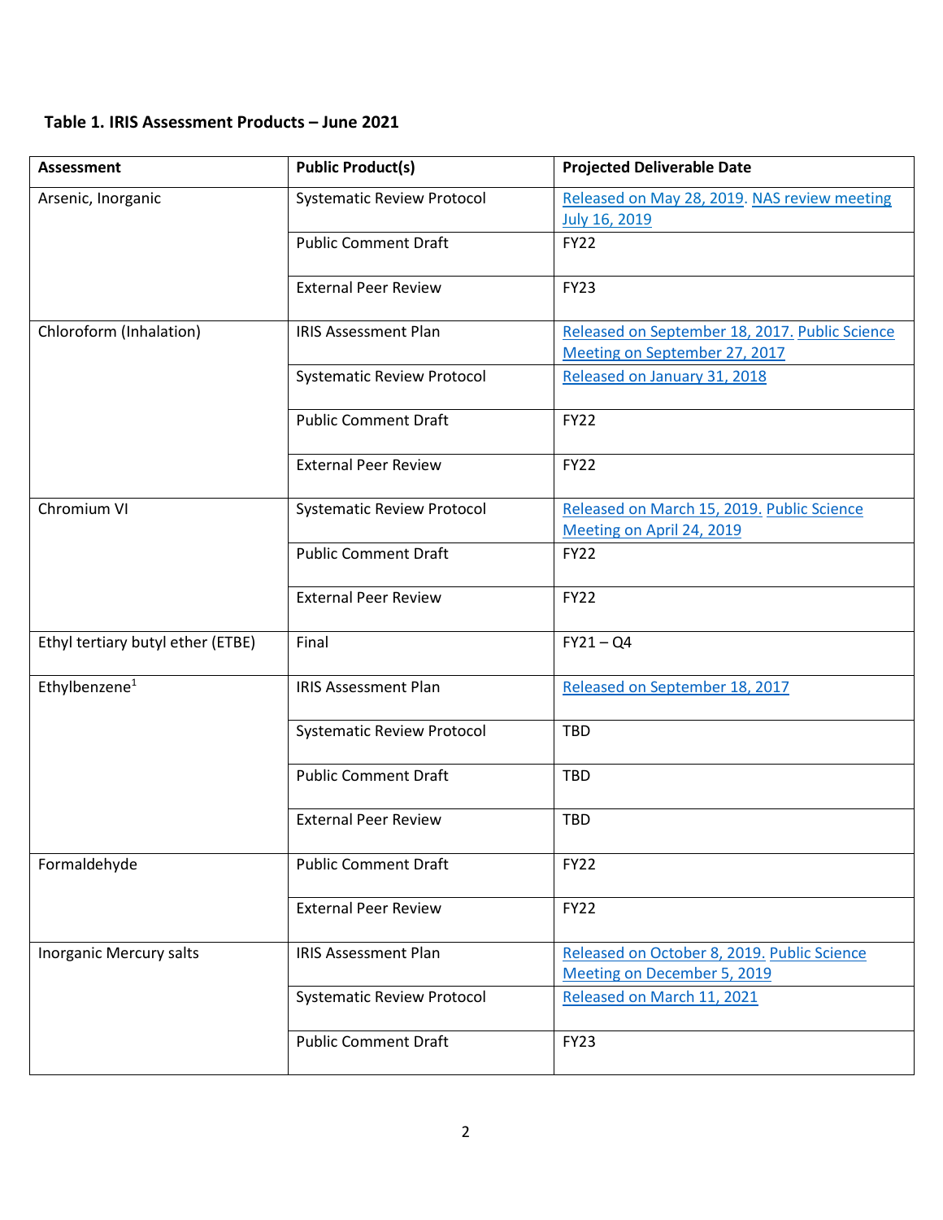**Table 1. IRIS Assessment Products – June 2021**

| Assessment | Public Product(s) | Projected Deliverable Date |
|---|---|---|
| Arsenic, Inorganic | Systematic Review Protocol | Released on May 28, 2019. NAS review meeting July 16, 2019 |
| | Public Comment Draft | FY22 |
| | External Peer Review | FY23 |
| Chloroform (Inhalation) | IRIS Assessment Plan | Released on September 18, 2017. Public Science Meeting on September 27, 2017 |
| | Systematic Review Protocol | Released on January 31, 2018 |
| | Public Comment Draft | FY22 |
| | External Peer Review | FY22 |
| Chromium VI | Systematic Review Protocol | Released on March 15, 2019. Public Science Meeting on April 24, 2019 |
| | Public Comment Draft | FY22 |
| | External Peer Review | FY22 |
| Ethyl tertiary butyl ether (ETBE) | Final | FY21 – Q4 |
| Ethylbenzene[1] | IRIS Assessment Plan | Released on September 18, 2017 |
| | Systematic Review Protocol | TBD |
| | Public Comment Draft | TBD |
| | External Peer Review | TBD |
| Formaldehyde | Public Comment Draft | FY22 |
| | External Peer Review | FY22 |
| Inorganic Mercury salts | IRIS Assessment Plan | Released on October 8, 2019. Public Science Meeting on December 5, 2019 |
| | Systematic Review Protocol | Released on March 11, 2021 |
| | Public Comment Draft | FY23 |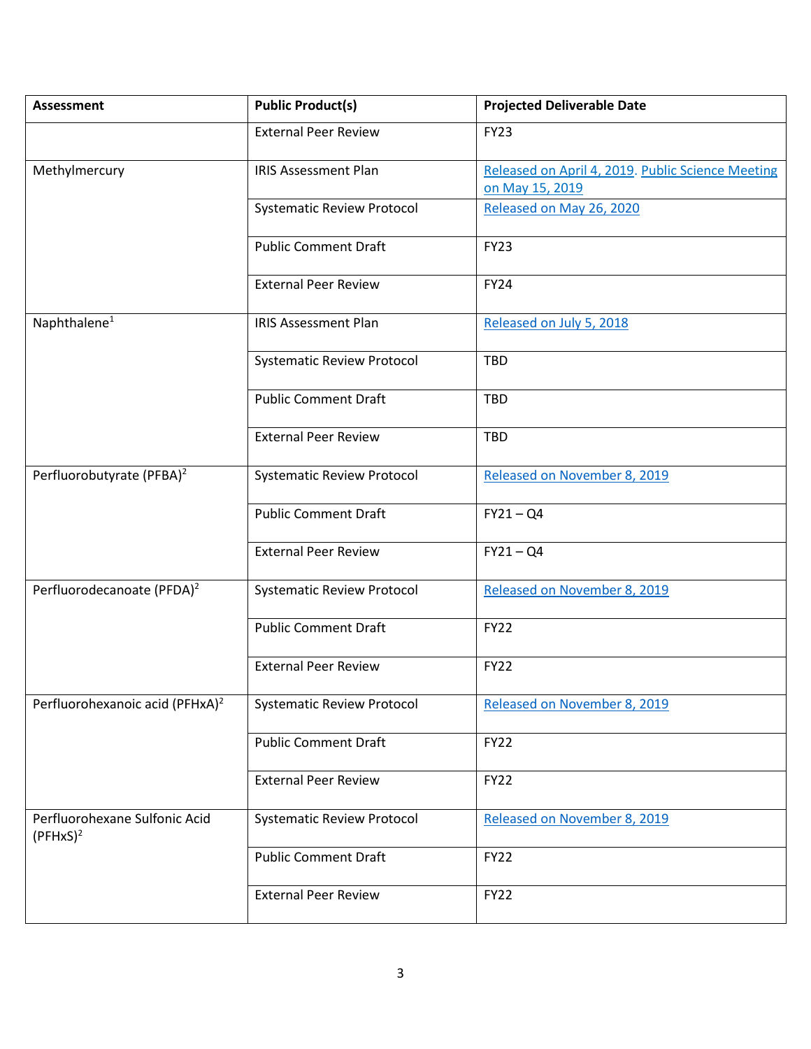| Assessment | Public Product(s) | Projected Deliverable Date |
|---|---|---|
| | External Peer Review | FY23 |
| Methylmercury | IRIS Assessment Plan | Released on April 4, 2019. Public Science Meeting on May 15, 2019 |
| | Systematic Review Protocol | Released on May 26, 2020 |
| | Public Comment Draft | FY23 |
| | External Peer Review | FY24 |
| Naphthalene[1] | IRIS Assessment Plan | Released on July 5, 2018 |
| | Systematic Review Protocol | TBD |
| | Public Comment Draft | TBD |
| | External Peer Review | TBD |
| Perfluorobutyrate (PFBA)[2] | Systematic Review Protocol | Released on November 8, 2019 |
| | Public Comment Draft | FY21 – Q4 |
| | External Peer Review | FY21 – Q4 |
| Perfluorodecanoate (PFDA)[2] | Systematic Review Protocol | Released on November 8, 2019 |
| | Public Comment Draft | FY22 |
| | External Peer Review | FY22 |
| Perfluorohexanoic acid (PFHxA)[2] | Systematic Review Protocol | Released on November 8, 2019 |
| | Public Comment Draft | FY22 |
| | External Peer Review | FY22 |
| Perfluorohexane Sulfonic Acid (PFHxS)[2] | Systematic Review Protocol | Released on November 8, 2019 |
| | Public Comment Draft | FY22 |
| | External Peer Review | FY22 |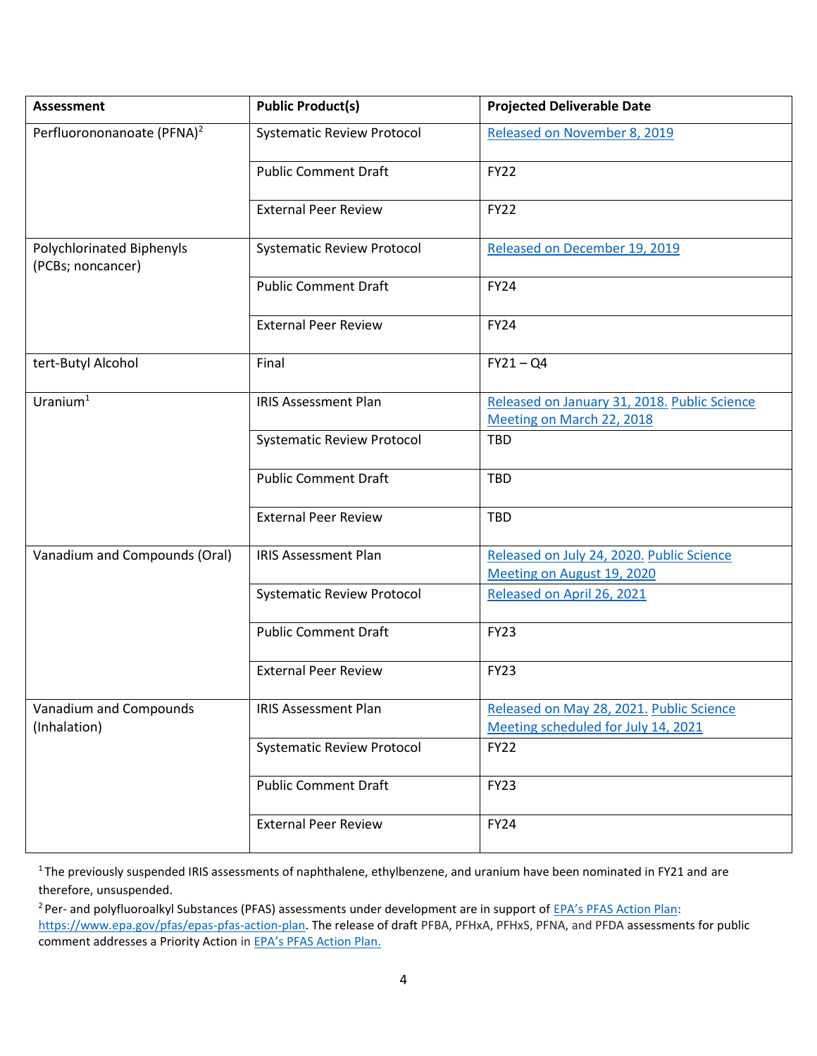| Assessment | Public Product(s) | Projected Deliverable Date |
| --- | --- | --- |
| Perfluorononanoate (PFNA)[2] | Systematic Review Protocol | Released on November 8, 2019 |
| | Public Comment Draft | FY22 |
| | External Peer Review | FY22 |
| Polychlorinated Biphenyls (PCBs; noncancer) | Systematic Review Protocol | Released on December 19, 2019 |
| | Public Comment Draft | FY24 |
| | External Peer Review | FY24 |
| tert-Butyl Alcohol | Final | FY21 – Q4 |
| Uranium[1] | IRIS Assessment Plan | Released on January 31, 2018. Public Science Meeting on March 22, 2018 |
| | Systematic Review Protocol | TBD |
| | Public Comment Draft | TBD |
| | External Peer Review | TBD |
| Vanadium and Compounds (Oral) | IRIS Assessment Plan | Released on July 24, 2020. Public Science Meeting on August 19, 2020 |
| | Systematic Review Protocol | Released on April 26, 2021 |
| | Public Comment Draft | FY23 |
| | External Peer Review | FY23 |
| Vanadium and Compounds (Inhalation) | IRIS Assessment Plan | Released on May 28, 2021. Public Science Meeting scheduled for July 14, 2021 |
| | Systematic Review Protocol | FY22 |
| | Public Comment Draft | FY23 |
| | External Peer Review | FY24 |

[1] The previously suspended IRIS assessments of naphthalene, ethylbenzene, and uranium have been nominated in FY21 and are therefore, unsuspended.

[2] Per- and polyfluoroalkyl Substances (PFAS) assessments under development are in support of EPA's PFAS Action Plan: https://www.epa.gov/pfas/epas-pfas-action-plan. The release of draft PFBA, PFHxA, PFHxS, PFNA, and PFDA assessments for public comment addresses a Priority Action in EPA's PFAS Action Plan.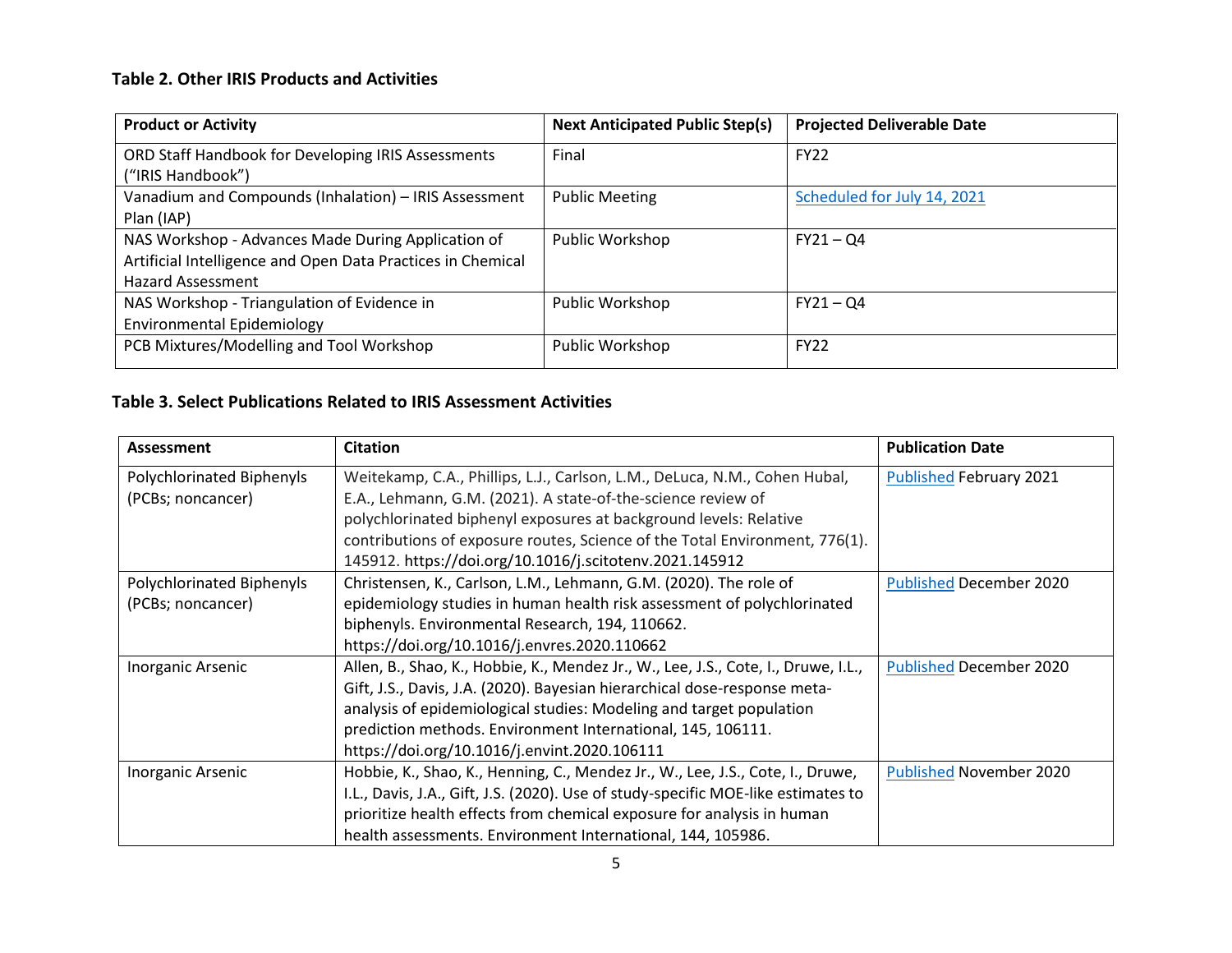**Table 2. Other IRIS Products and Activities**

| Product or Activity | Next Anticipated Public Step(s) | Projected Deliverable Date |
|---|---|---|
| ORD Staff Handbook for Developing IRIS Assessments ("IRIS Handbook") | Final | FY22 |
| Vanadium and Compounds (Inhalation) – IRIS Assessment Plan (IAP) | Public Meeting | Scheduled for July 14, 2021 |
| NAS Workshop - Advances Made During Application of Artificial Intelligence and Open Data Practices in Chemical Hazard Assessment | Public Workshop | FY21 – Q4 |
| NAS Workshop - Triangulation of Evidence in Environmental Epidemiology | Public Workshop | FY21 – Q4 |
| PCB Mixtures/Modelling and Tool Workshop | Public Workshop | FY22 |

**Table 3. Select Publications Related to IRIS Assessment Activities**

| Assessment | Citation | Publication Date |
|---|---|---|
| Polychlorinated Biphenyls (PCBs; noncancer) | Weitekamp, C.A., Phillips, L.J., Carlson, L.M., DeLuca, N.M., Cohen Hubal, E.A., Lehmann, G.M. (2021). A state-of-the-science review of polychlorinated biphenyl exposures at background levels: Relative contributions of exposure routes, Science of the Total Environment, 776(1). 145912. https://doi.org/10.1016/j.scitotenv.2021.145912 | Published February 2021 |
| Polychlorinated Biphenyls (PCBs; noncancer) | Christensen, K., Carlson, L.M., Lehmann, G.M. (2020). The role of epidemiology studies in human health risk assessment of polychlorinated biphenyls. Environmental Research, 194, 110662. https://doi.org/10.1016/j.envres.2020.110662 | Published December 2020 |
| Inorganic Arsenic | Allen, B., Shao, K., Hobbie, K., Mendez Jr., W., Lee, J.S., Cote, I., Druwe, I.L., Gift, J.S., Davis, J.A. (2020). Bayesian hierarchical dose-response meta-analysis of epidemiological studies: Modeling and target population prediction methods. Environment International, 145, 106111. https://doi.org/10.1016/j.envint.2020.106111 | Published December 2020 |
| Inorganic Arsenic | Hobbie, K., Shao, K., Henning, C., Mendez Jr., W., Lee, J.S., Cote, I., Druwe, I.L., Davis, J.A., Gift, J.S. (2020). Use of study-specific MOE-like estimates to prioritize health effects from chemical exposure for analysis in human health assessments. Environment International, 144, 105986. | Published November 2020 |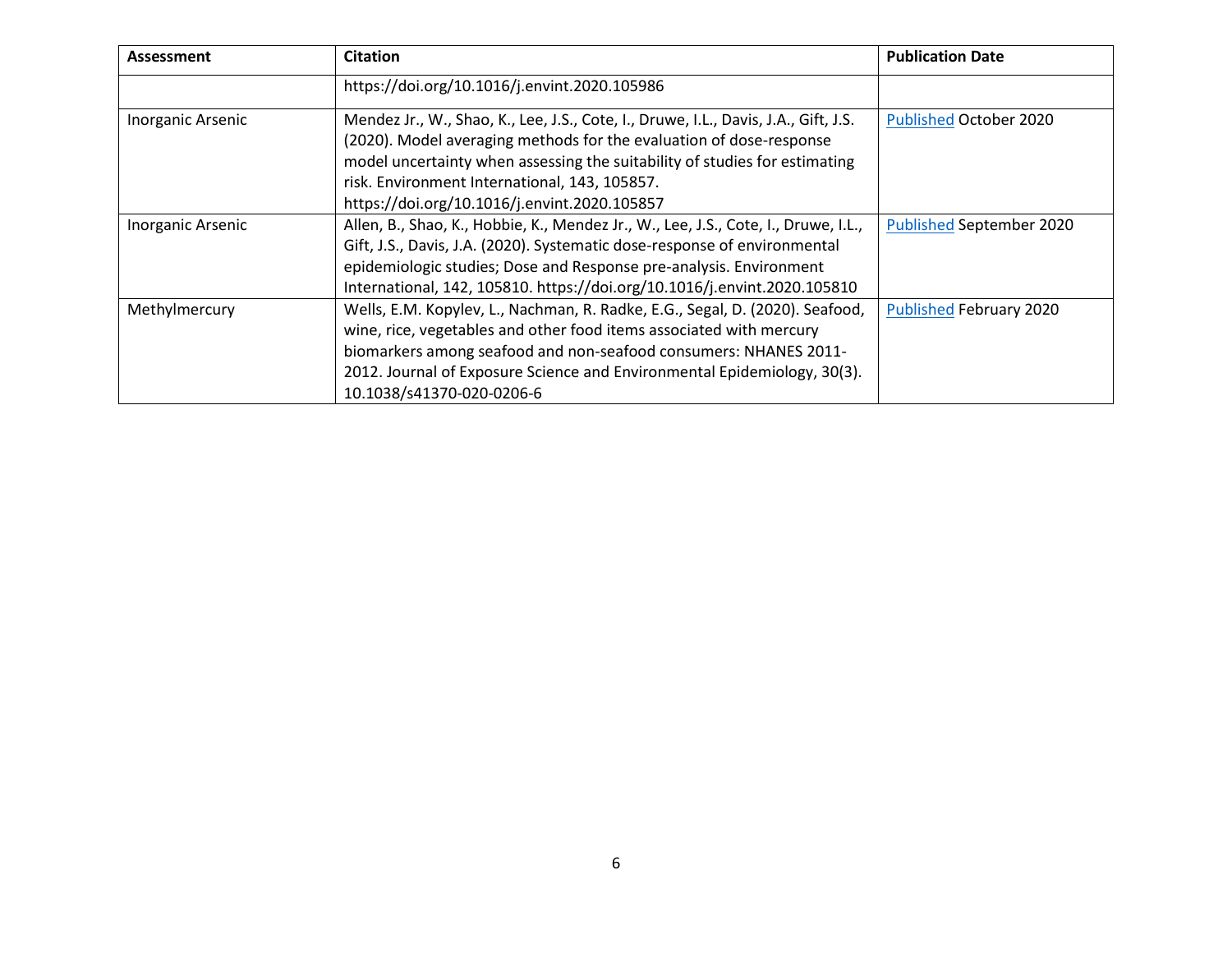| Assessment | Citation | Publication Date |
| --- | --- | --- |
| | https://doi.org/10.1016/j.envint.2020.105986 | |
| Inorganic Arsenic | Mendez Jr., W., Shao, K., Lee, J.S., Cote, I., Druwe, I.L., Davis, J.A., Gift, J.S. (2020). Model averaging methods for the evaluation of dose-response model uncertainty when assessing the suitability of studies for estimating risk. Environment International, 143, 105857. https://doi.org/10.1016/j.envint.2020.105857 | Published October 2020 |
| Inorganic Arsenic | Allen, B., Shao, K., Hobbie, K., Mendez Jr., W., Lee, J.S., Cote, I., Druwe, I.L., Gift, J.S., Davis, J.A. (2020). Systematic dose-response of environmental epidemiologic studies; Dose and Response pre-analysis. Environment International, 142, 105810. https://doi.org/10.1016/j.envint.2020.105810 | Published September 2020 |
| Methylmercury | Wells, E.M. Kopylev, L., Nachman, R. Radke, E.G., Segal, D. (2020). Seafood, wine, rice, vegetables and other food items associated with mercury biomarkers among seafood and non-seafood consumers: NHANES 2011-2012. Journal of Exposure Science and Environmental Epidemiology, 30(3). 10.1038/s41370-020-0206-6 | Published February 2020 |